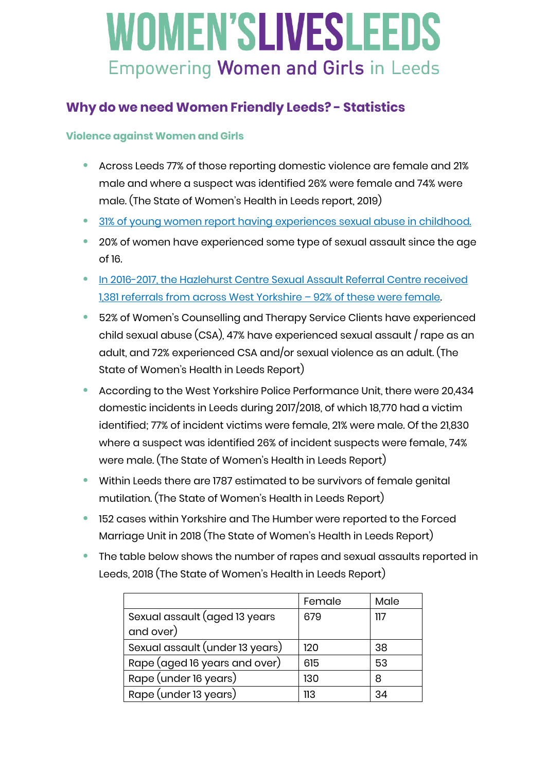# WOMEN'SLIVESLEEDS

Empowering Women and Girls in Leeds

## Why do we need Women Friendly Leeds? - Statistics

### Violence against Women and Girls

- Across Leeds 77% of those reporting domestic violence are female and 21% male and where a suspect was identified 26% were female and 74% were male. (The State of Women's Health in Leeds report, 2019)
- 31% of young women report having experiences sexual abuse in childhood.
- 20% of women have experienced some type of sexual assault since the age of 16.
- In 2016-2017, the Hazlehurst Centre Sexual Assault Referral Centre received 1,381 referrals from across West Yorkshire – 92% of these were female.
- 52% of Women's Counselling and Therapy Service Clients have experienced child sexual abuse (CSA), 47% have experienced sexual assault / rape as an adult, and 72% experienced CSA and/or sexual violence as an adult. (The State of Women's Health in Leeds Report)
- According to the West Yorkshire Police Performance Unit, there were 20,434 domestic incidents in Leeds during 2017/2018, of which 18,770 had a victim identified; 77% of incident victims were female, 21% were male. Of the 21,830 where a suspect was identified 26% of incident suspects were female, 74% were male. (The State of Women's Health in Leeds Report)
- Within Leeds there are 1787 estimated to be survivors of female genital mutilation. (The State of Women's Health in Leeds Report)
- 152 cases within Yorkshire and The Humber were reported to the Forced Marriage Unit in 2018 (The State of Women's Health in Leeds Report)
- The table below shows the number of rapes and sexual assaults reported in Leeds, 2018 (The State of Women's Health in Leeds Report)

| | Female | Male |
|---|---|---|
| Sexual assault (aged 13 years and over) | 679 | 117 |
| Sexual assault (under 13 years) | 120 | 38 |
| Rape (aged 16 years and over) | 615 | 53 |
| Rape (under 16 years) | 130 | 8 |
| Rape (under 13 years) | 113 | 34 |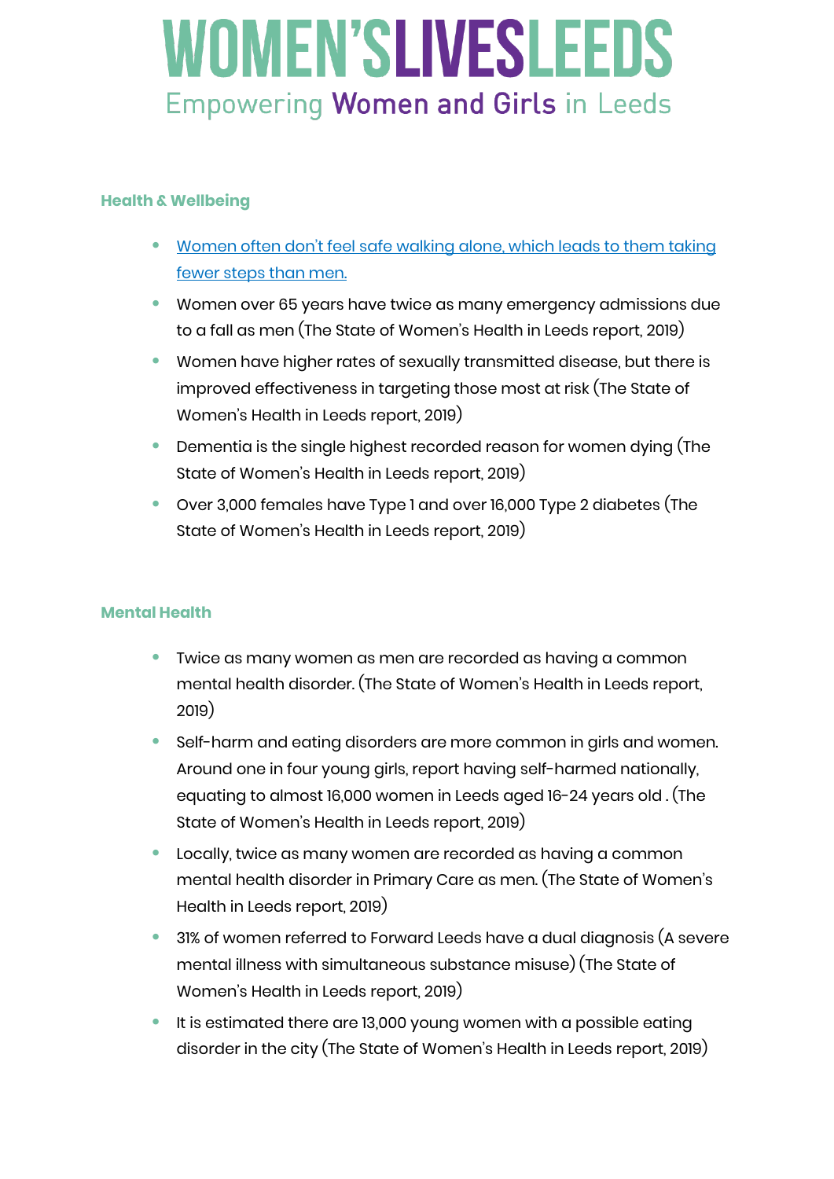# WOMEN'S LIVES LEEDS

Empowering Women and Girls in Leeds

## Health & Wellbeing

- Women often don't feel safe walking alone, which leads to them taking fewer steps than men.
- Women over 65 years have twice as many emergency admissions due to a fall as men (The State of Women's Health in Leeds report, 2019)
- Women have higher rates of sexually transmitted disease, but there is improved effectiveness in targeting those most at risk (The State of Women's Health in Leeds report, 2019)
- Dementia is the single highest recorded reason for women dying (The State of Women's Health in Leeds report, 2019)
- Over 3,000 females have Type 1 and over 16,000 Type 2 diabetes (The State of Women's Health in Leeds report, 2019)

## Mental Health

- Twice as many women as men are recorded as having a common mental health disorder. (The State of Women's Health in Leeds report, 2019)
- Self-harm and eating disorders are more common in girls and women. Around one in four young girls, report having self-harmed nationally, equating to almost 16,000 women in Leeds aged 16-24 years old . (The State of Women's Health in Leeds report, 2019)
- Locally, twice as many women are recorded as having a common mental health disorder in Primary Care as men. (The State of Women's Health in Leeds report, 2019)
- 31% of women referred to Forward Leeds have a dual diagnosis (A severe mental illness with simultaneous substance misuse) (The State of Women's Health in Leeds report, 2019)
- It is estimated there are 13,000 young women with a possible eating disorder in the city (The State of Women's Health in Leeds report, 2019)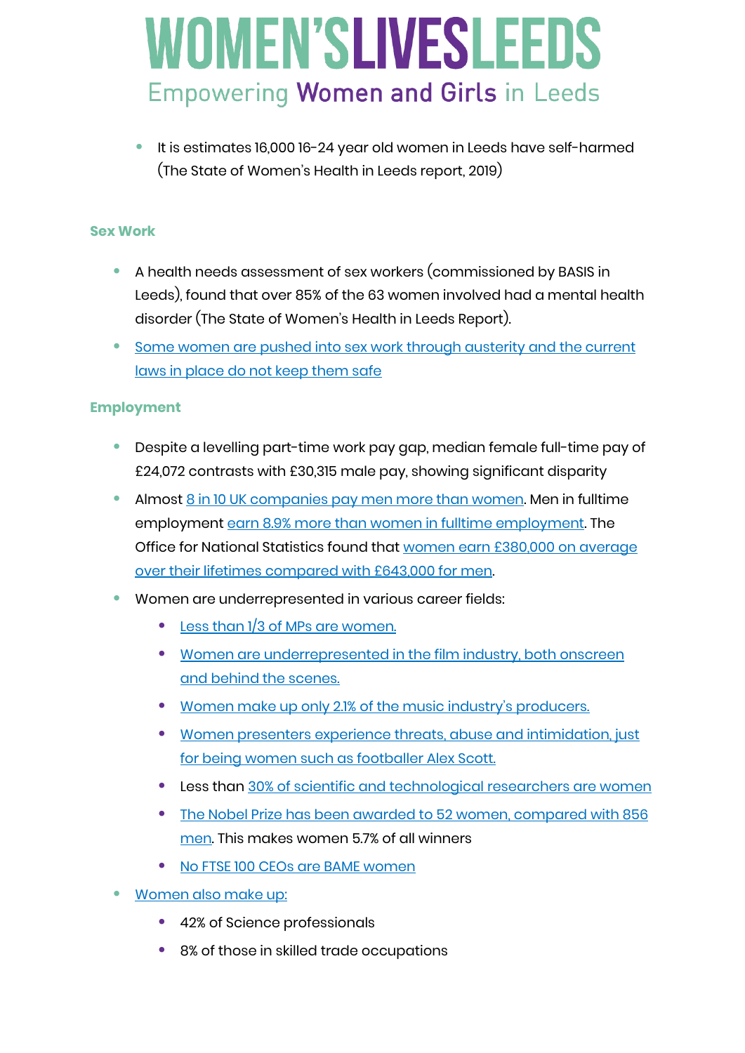- It is estimates 16,000 16-24 year old women in Leeds have self-harmed (The State of Women's Health in Leeds report, 2019)

## Sex Work

- A health needs assessment of sex workers (commissioned by BASIS in Leeds), found that over 85% of the 63 women involved had a mental health disorder (The State of Women's Health in Leeds Report).
- Some women are pushed into sex work through austerity and the current laws in place do not keep them safe

## Employment

- Despite a levelling part-time work pay gap, median female full-time pay of £24,072 contrasts with £30,315 male pay, showing significant disparity
- Almost 8 in 10 UK companies pay men more than women. Men in fulltime employment earn 8.9% more than women in fulltime employment. The Office for National Statistics found that women earn £380,000 on average over their lifetimes compared with £643,000 for men.
- Women are underrepresented in various career fields:
  - Less than 1/3 of MPs are women.
  - Women are underrepresented in the film industry, both onscreen and behind the scenes.
  - Women make up only 2.1% of the music industry's producers.
  - Women presenters experience threats, abuse and intimidation, just for being women such as footballer Alex Scott.
  - Less than 30% of scientific and technological researchers are women
  - The Nobel Prize has been awarded to 52 women, compared with 856 men. This makes women 5.7% of all winners
  - No FTSE 100 CEOs are BAME women
- Women also make up:
  - 42% of Science professionals
  - 8% of those in skilled trade occupations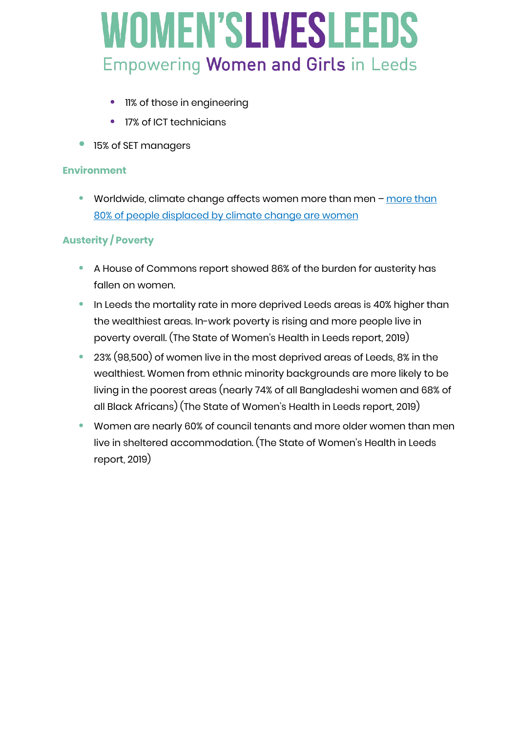- 11% of those in engineering
  - 17% of ICT technicians
- 15% of SET managers

### Environment

- Worldwide, climate change affects women more than men – [more than 80% of people displaced by climate change are women]

### Austerity / Poverty

- A House of Commons report showed 86% of the burden for austerity has fallen on women.
- In Leeds the mortality rate in more deprived Leeds areas is 40% higher than the wealthiest areas. In-work poverty is rising and more people live in poverty overall. (The State of Women's Health in Leeds report, 2019)
- 23% (98,500) of women live in the most deprived areas of Leeds, 8% in the wealthiest. Women from ethnic minority backgrounds are more likely to be living in the poorest areas (nearly 74% of all Bangladeshi women and 68% of all Black Africans) (The State of Women's Health in Leeds report, 2019)
- Women are nearly 60% of council tenants and more older women than men live in sheltered accommodation. (The State of Women's Health in Leeds report, 2019)